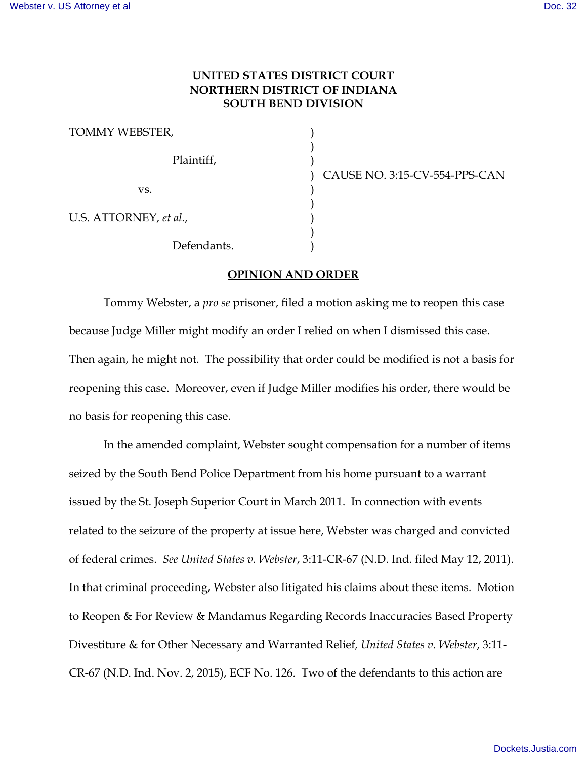**UNITED STATES DISTRICT COURT**
**NORTHERN DISTRICT OF INDIANA**
**SOUTH BEND DIVISION**

| | | |
|---|---|---|
| TOMMY WEBSTER, | ) | |
| Plaintiff, | ) | |
| | ) | CAUSE NO. 3:15-CV-554-PPS-CAN |
| vs. | ) | |
| U.S. ATTORNEY, *et al.*, | ) | |
| Defendants. | ) | |

**OPINION AND ORDER**

Tommy Webster, a *pro se* prisoner, filed a motion asking me to reopen this case because Judge Miller might modify an order I relied on when I dismissed this case. Then again, he might not. The possibility that order could be modified is not a basis for reopening this case. Moreover, even if Judge Miller modifies his order, there would be no basis for reopening this case.

In the amended complaint, Webster sought compensation for a number of items seized by the South Bend Police Department from his home pursuant to a warrant issued by the St. Joseph Superior Court in March 2011. In connection with events related to the seizure of the property at issue here, Webster was charged and convicted of federal crimes. *See United States v. Webster*, 3:11-CR-67 (N.D. Ind. filed May 12, 2011). In that criminal proceeding, Webster also litigated his claims about these items. Motion to Reopen & For Review & Mandamus Regarding Records Inaccuracies Based Property Divestiture & for Other Necessary and Warranted Relief*, United States v. Webster*, 3:11-CR-67 (N.D. Ind. Nov. 2, 2015), ECF No. 126. Two of the defendants to this action are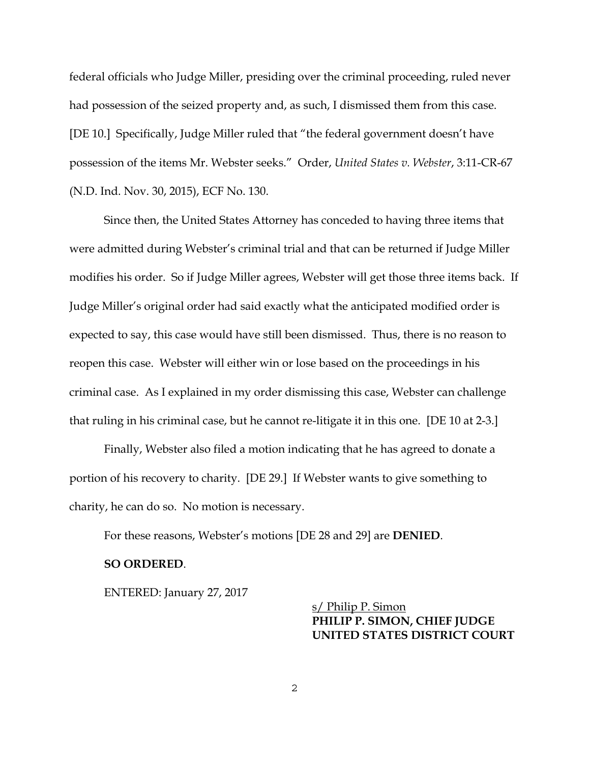federal officials who Judge Miller, presiding over the criminal proceeding, ruled never had possession of the seized property and, as such, I dismissed them from this case. [DE 10.] Specifically, Judge Miller ruled that "the federal government doesn't have possession of the items Mr. Webster seeks." Order, *United States v. Webster*, 3:11-CR-67 (N.D. Ind. Nov. 30, 2015), ECF No. 130.

Since then, the United States Attorney has conceded to having three items that were admitted during Webster's criminal trial and that can be returned if Judge Miller modifies his order. So if Judge Miller agrees, Webster will get those three items back. If Judge Miller's original order had said exactly what the anticipated modified order is expected to say, this case would have still been dismissed. Thus, there is no reason to reopen this case. Webster will either win or lose based on the proceedings in his criminal case. As I explained in my order dismissing this case, Webster can challenge that ruling in his criminal case, but he cannot re-litigate it in this one. [DE 10 at 2-3.]

Finally, Webster also filed a motion indicating that he has agreed to donate a portion of his recovery to charity. [DE 29.] If Webster wants to give something to charity, he can do so. No motion is necessary.

For these reasons, Webster's motions [DE 28 and 29] are **DENIED**.

**SO ORDERED**.

ENTERED: January 27, 2017

s/ Philip P. Simon
**PHILIP P. SIMON, CHIEF JUDGE**
**UNITED STATES DISTRICT COURT**